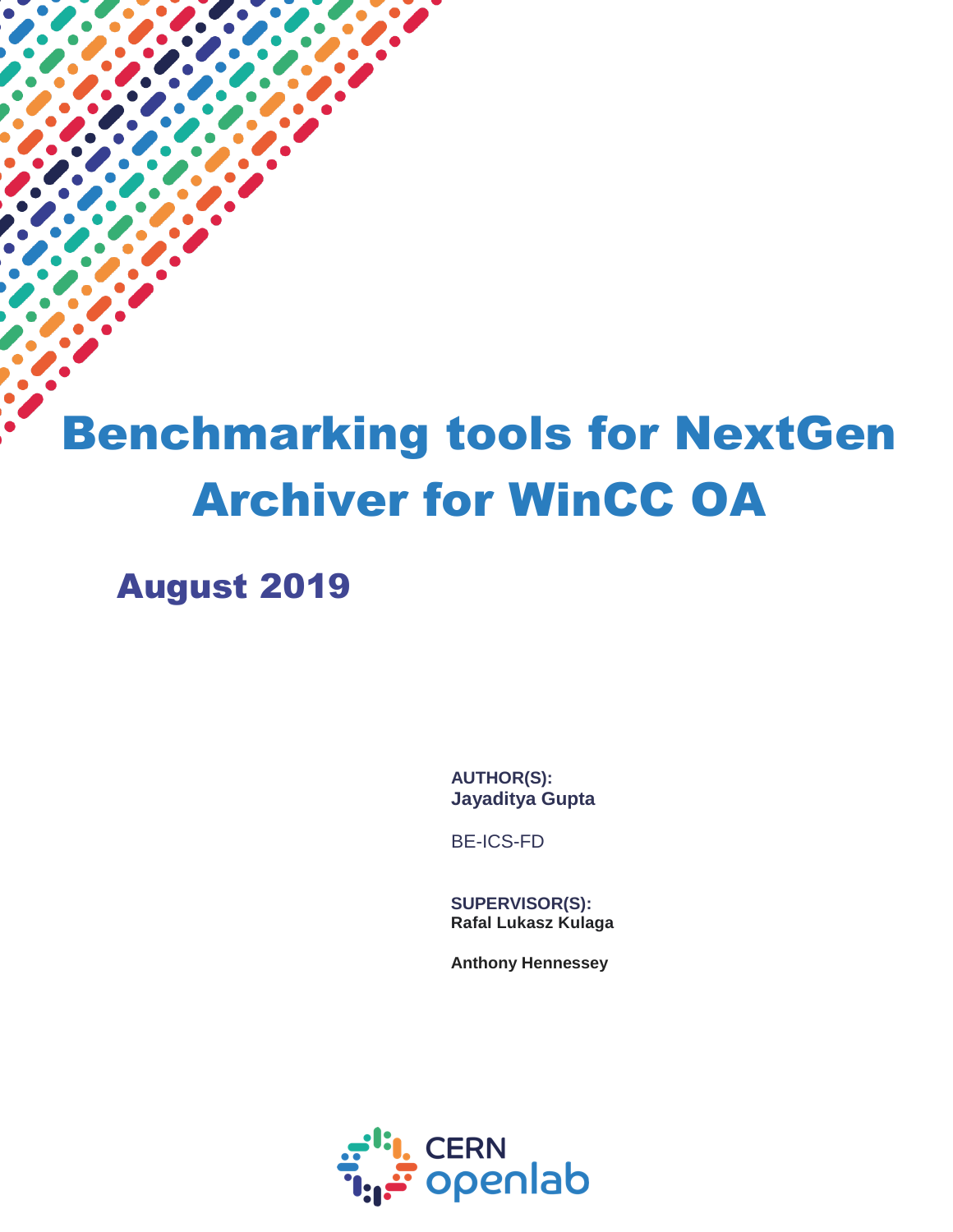# Benchmarking tools for NextGen Archiver for WinCC OA

## August 2019

**AUTHOR(S):**
**Jayaditya Gupta**

BE-ICS-FD

**SUPERVISOR(S):**
**Rafal Lukasz Kulaga**

**Anthony Hennessey**

CERN openlab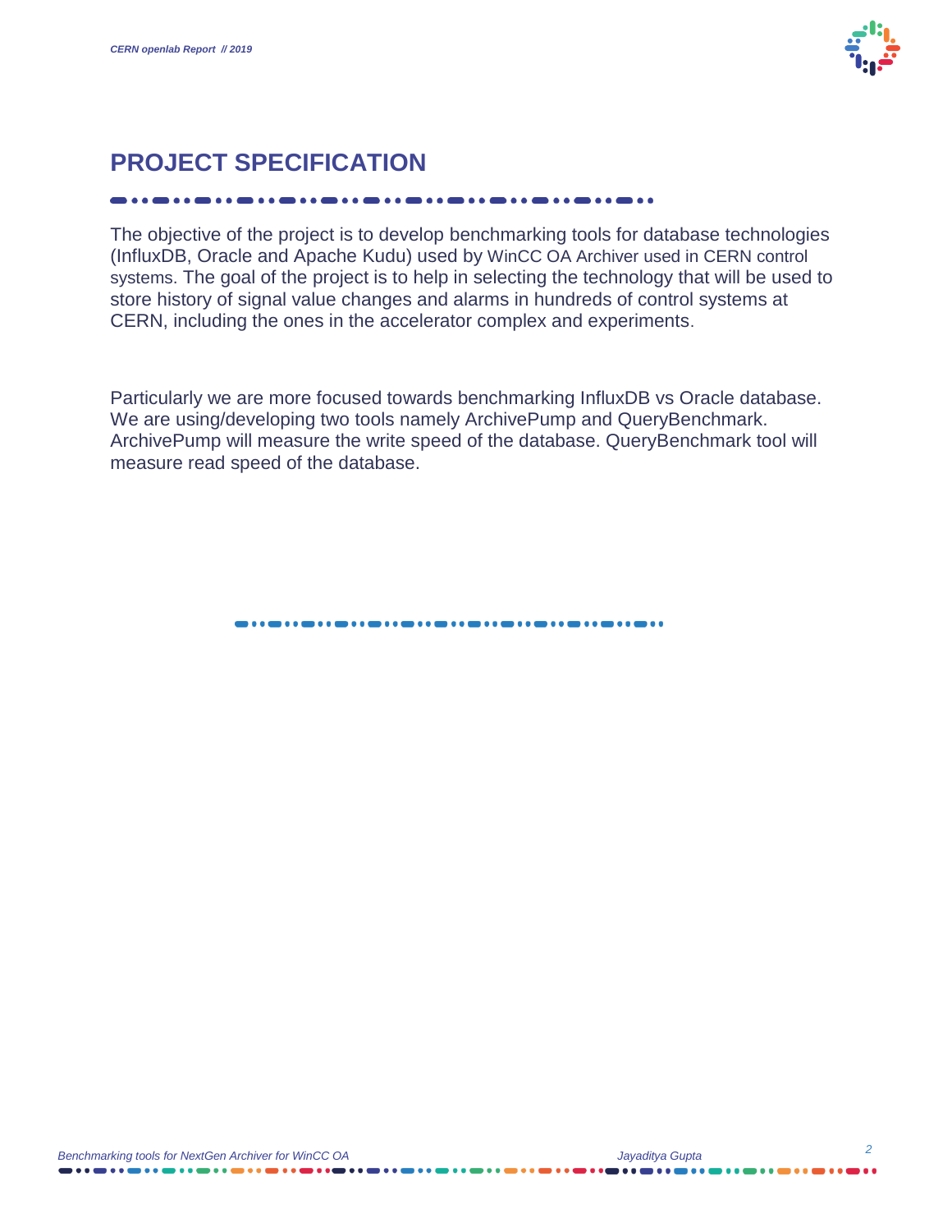# PROJECT SPECIFICATION

The objective of the project is to develop benchmarking tools for database technologies (InfluxDB, Oracle and Apache Kudu) used by WinCC OA Archiver used in CERN control systems. The goal of the project is to help in selecting the technology that will be used to store history of signal value changes and alarms in hundreds of control systems at CERN, including the ones in the accelerator complex and experiments.

Particularly we are more focused towards benchmarking InfluxDB vs Oracle database. We are using/developing two tools namely ArchivePump and QueryBenchmark. ArchivePump will measure the write speed of the database. QueryBenchmark tool will measure read speed of the database.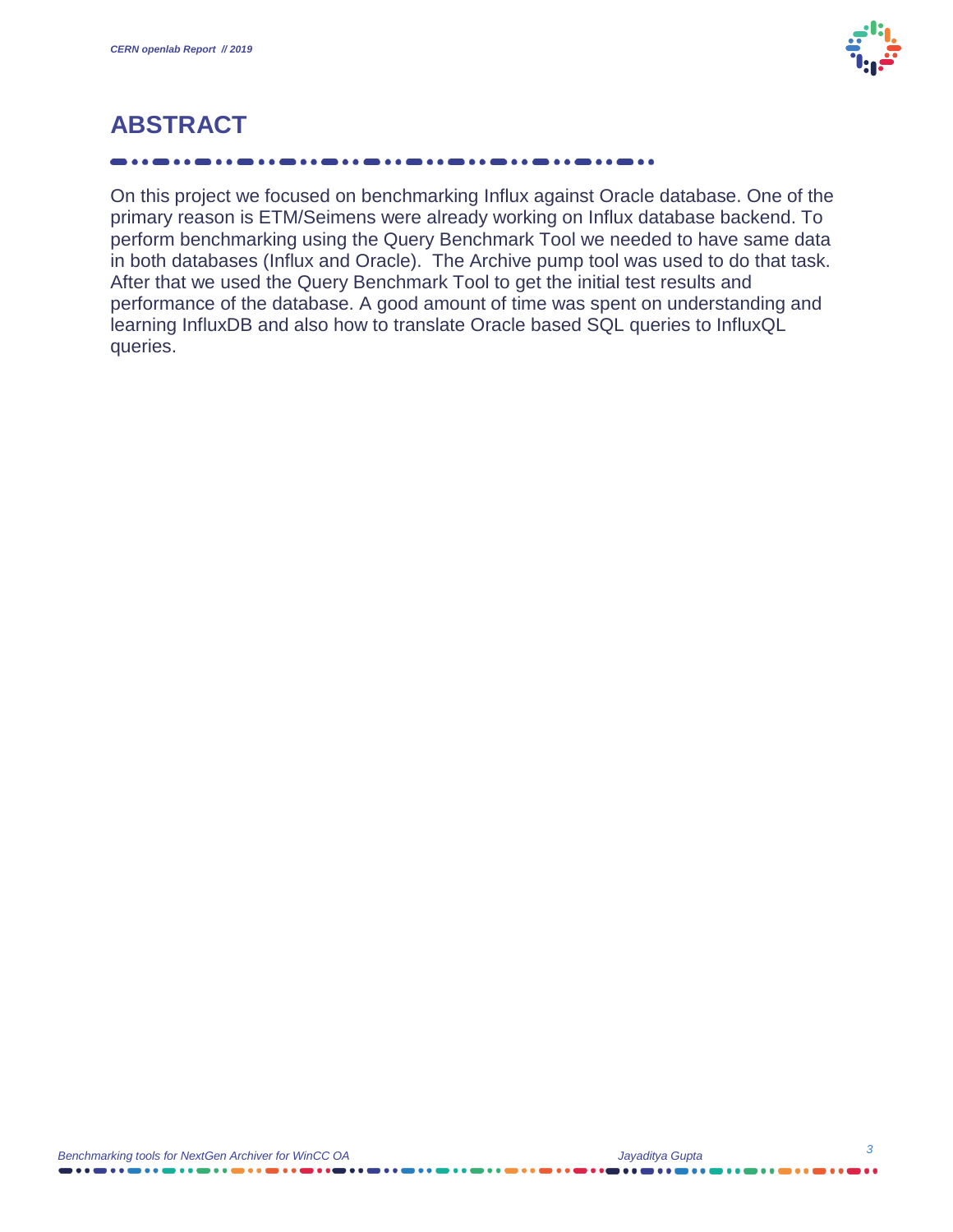# ABSTRACT

On this project we focused on benchmarking Influx against Oracle database. One of the primary reason is ETM/Seimens were already working on Influx database backend. To perform benchmarking using the Query Benchmark Tool we needed to have same data in both databases (Influx and Oracle). The Archive pump tool was used to do that task. After that we used the Query Benchmark Tool to get the initial test results and performance of the database. A good amount of time was spent on understanding and learning InfluxDB and also how to translate Oracle based SQL queries to InfluxQL queries.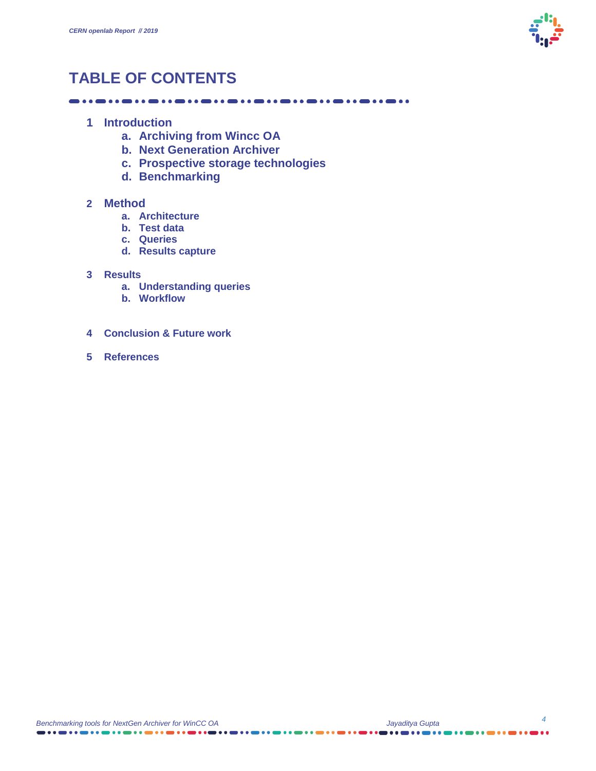# TABLE OF CONTENTS

1 **Introduction**
   a. **Archiving from Wincc OA**
   b. **Next Generation Archiver**
   c. **Prospective storage technologies**
   d. **Benchmarking**

2 **Method**
   a. **Architecture**
   b. **Test data**
   c. **Queries**
   d. **Results capture**

3 **Results**
   a. **Understanding queries**
   b. **Workflow**

4 **Conclusion & Future work**

5 **References**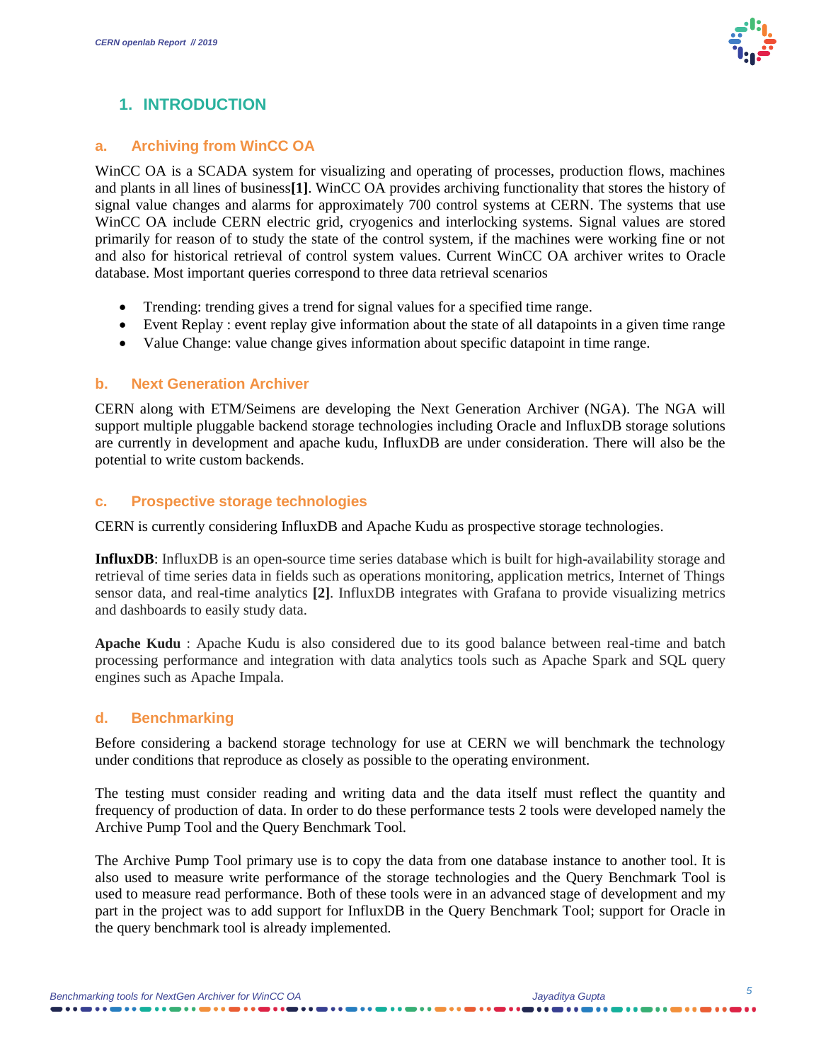# 1. INTRODUCTION

## a. Archiving from WinCC OA

WinCC OA is a SCADA system for visualizing and operating of processes, production flows, machines and plants in all lines of business**[1]**. WinCC OA provides archiving functionality that stores the history of signal value changes and alarms for approximately 700 control systems at CERN. The systems that use WinCC OA include CERN electric grid, cryogenics and interlocking systems. Signal values are stored primarily for reason of to study the state of the control system, if the machines were working fine or not and also for historical retrieval of control system values. Current WinCC OA archiver writes to Oracle database. Most important queries correspond to three data retrieval scenarios

- Trending: trending gives a trend for signal values for a specified time range.
- Event Replay : event replay give information about the state of all datapoints in a given time range
- Value Change: value change gives information about specific datapoint in time range.

## b. Next Generation Archiver

CERN along with ETM/Seimens are developing the Next Generation Archiver (NGA). The NGA will support multiple pluggable backend storage technologies including Oracle and InfluxDB storage solutions are currently in development and apache kudu, InfluxDB are under consideration. There will also be the potential to write custom backends.

## c. Prospective storage technologies

CERN is currently considering InfluxDB and Apache Kudu as prospective storage technologies.

**InfluxDB**: InfluxDB is an open-source time series database which is built for high-availability storage and retrieval of time series data in fields such as operations monitoring, application metrics, Internet of Things sensor data, and real-time analytics **[2]**. InfluxDB integrates with Grafana to provide visualizing metrics and dashboards to easily study data.

**Apache Kudu** : Apache Kudu is also considered due to its good balance between real-time and batch processing performance and integration with data analytics tools such as Apache Spark and SQL query engines such as Apache Impala.

## d. Benchmarking

Before considering a backend storage technology for use at CERN we will benchmark the technology under conditions that reproduce as closely as possible to the operating environment.

The testing must consider reading and writing data and the data itself must reflect the quantity and frequency of production of data. In order to do these performance tests 2 tools were developed namely the Archive Pump Tool and the Query Benchmark Tool.

The Archive Pump Tool primary use is to copy the data from one database instance to another tool. It is also used to measure write performance of the storage technologies and the Query Benchmark Tool is used to measure read performance. Both of these tools were in an advanced stage of development and my part in the project was to add support for InfluxDB in the Query Benchmark Tool; support for Oracle in the query benchmark tool is already implemented.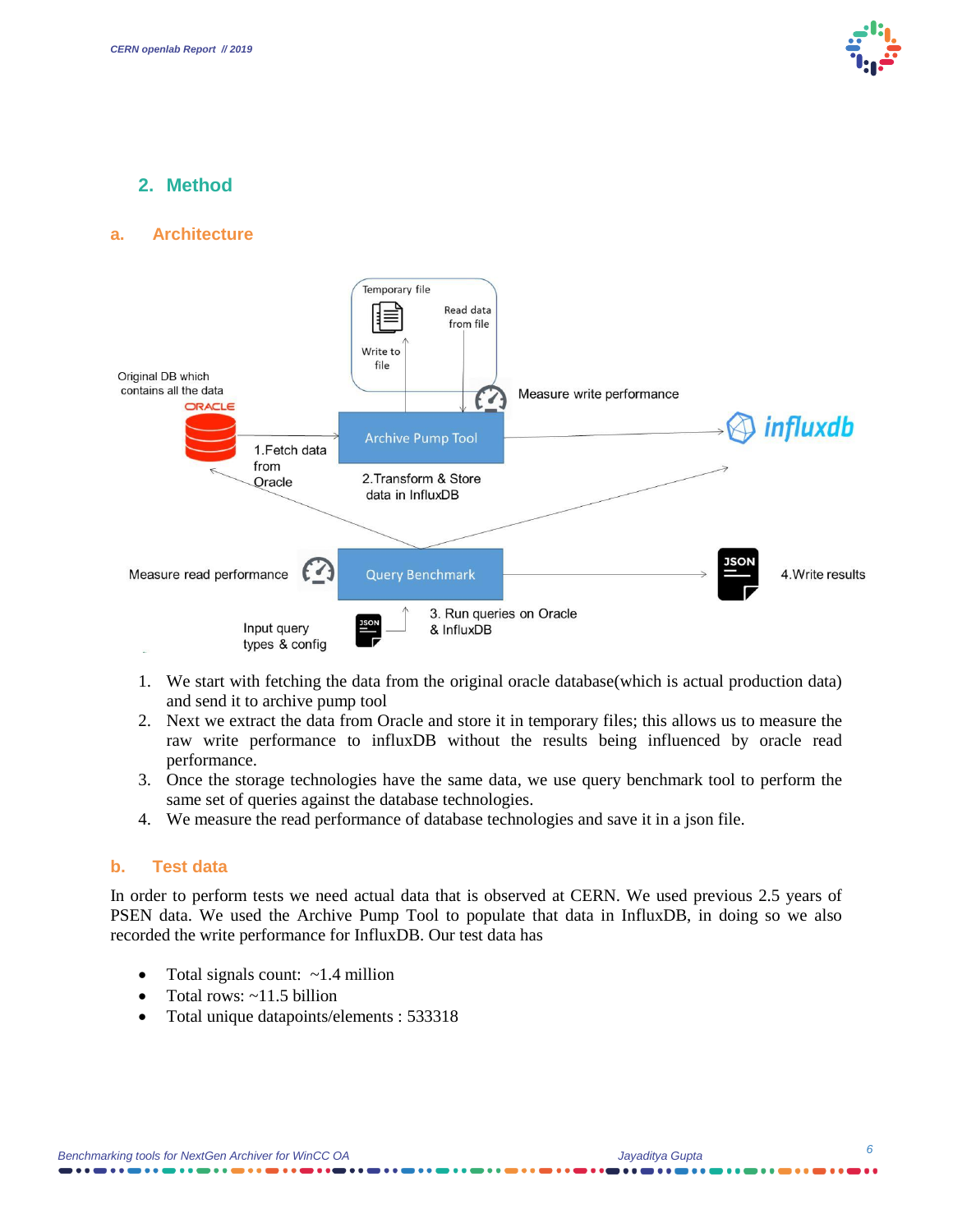## 2. Method

### a. Architecture

1. We start with fetching the data from the original oracle database(which is actual production data) and send it to archive pump tool
2. Next we extract the data from Oracle and store it in temporary files; this allows us to measure the raw write performance to influxDB without the results being influenced by oracle read performance.
3. Once the storage technologies have the same data, we use query benchmark tool to perform the same set of queries against the database technologies.
4. We measure the read performance of database technologies and save it in a json file.

### b. Test data

In order to perform tests we need actual data that is observed at CERN. We used previous 2.5 years of PSEN data. We used the Archive Pump Tool to populate that data in InfluxDB, in doing so we also recorded the write performance for InfluxDB. Our test data has

- Total signals count: ~1.4 million
- Total rows: ~11.5 billion
- Total unique datapoints/elements : 533318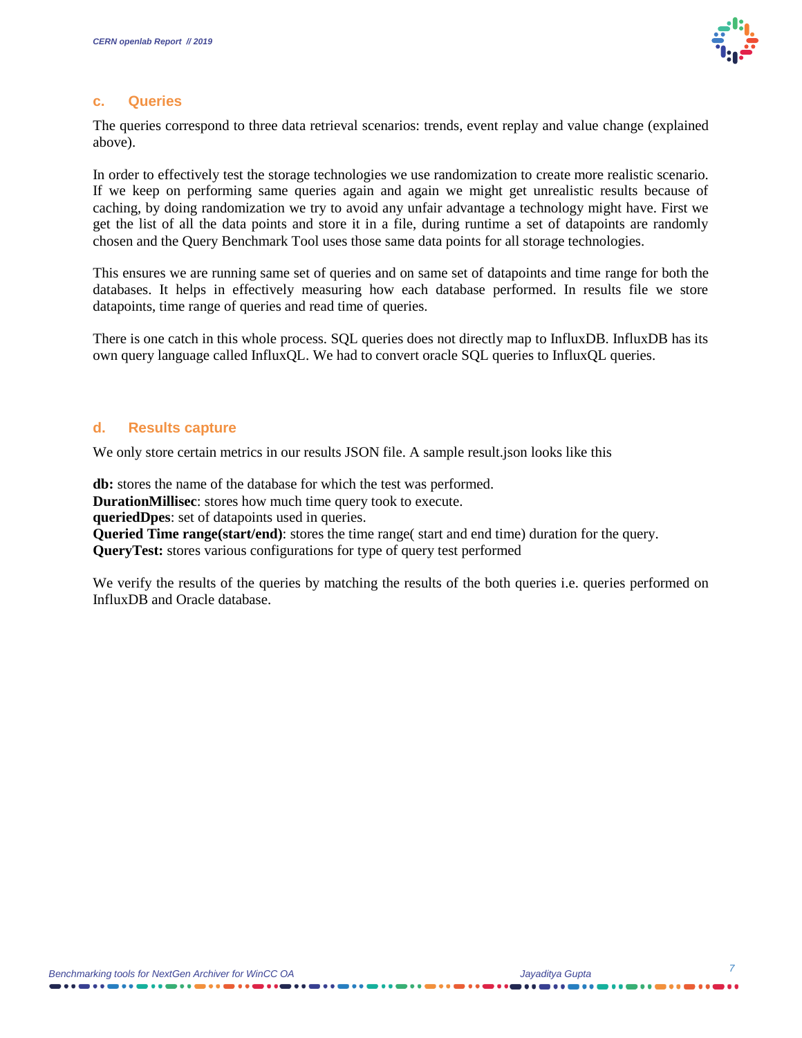### c. Queries

The queries correspond to three data retrieval scenarios: trends, event replay and value change (explained above).

In order to effectively test the storage technologies we use randomization to create more realistic scenario. If we keep on performing same queries again and again we might get unrealistic results because of caching, by doing randomization we try to avoid any unfair advantage a technology might have. First we get the list of all the data points and store it in a file, during runtime a set of datapoints are randomly chosen and the Query Benchmark Tool uses those same data points for all storage technologies.

This ensures we are running same set of queries and on same set of datapoints and time range for both the databases. It helps in effectively measuring how each database performed. In results file we store datapoints, time range of queries and read time of queries.

There is one catch in this whole process. SQL queries does not directly map to InfluxDB. InfluxDB has its own query language called InfluxQL. We had to convert oracle SQL queries to InfluxQL queries.

### d. Results capture

We only store certain metrics in our results JSON file. A sample result.json looks like this

**db:** stores the name of the database for which the test was performed.
**DurationMillisec**: stores how much time query took to execute.
**queriedDpes**: set of datapoints used in queries.
**Queried Time range(start/end)**: stores the time range( start and end time) duration for the query.
**QueryTest:** stores various configurations for type of query test performed

We verify the results of the queries by matching the results of the both queries i.e. queries performed on InfluxDB and Oracle database.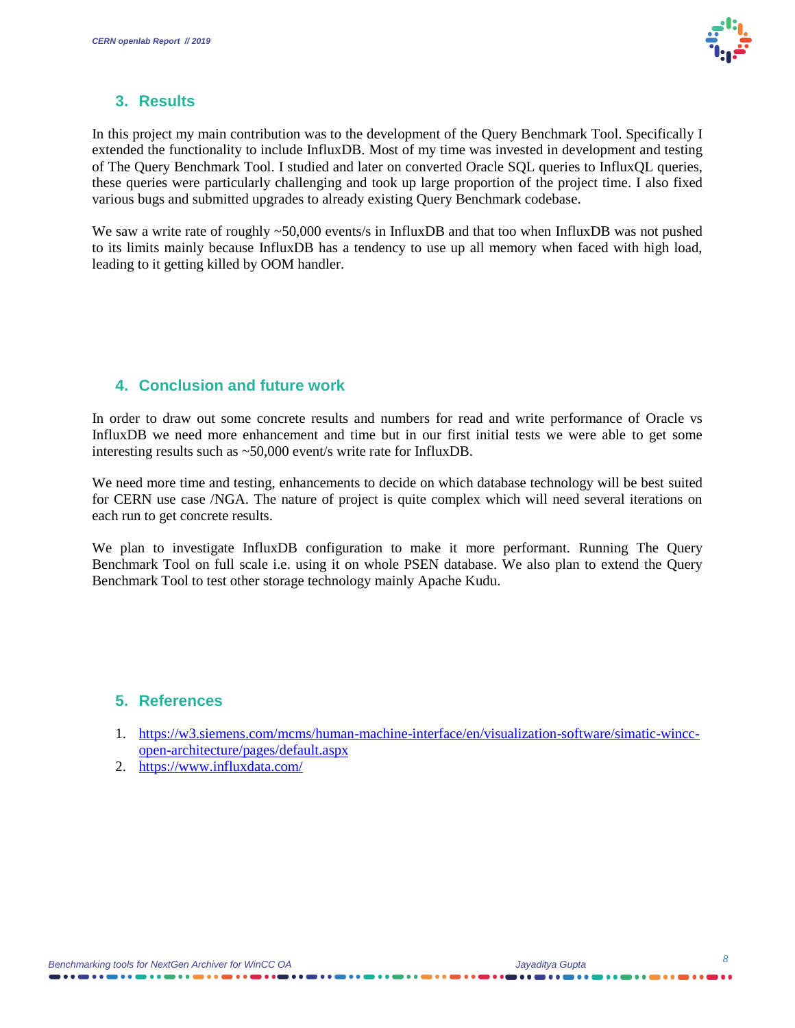## 3. Results

In this project my main contribution was to the development of the Query Benchmark Tool. Specifically I extended the functionality to include InfluxDB. Most of my time was invested in development and testing of The Query Benchmark Tool. I studied and later on converted Oracle SQL queries to InfluxQL queries, these queries were particularly challenging and took up large proportion of the project time. I also fixed various bugs and submitted upgrades to already existing Query Benchmark codebase.

We saw a write rate of roughly ~50,000 events/s in InfluxDB and that too when InfluxDB was not pushed to its limits mainly because InfluxDB has a tendency to use up all memory when faced with high load, leading to it getting killed by OOM handler.

## 4. Conclusion and future work

In order to draw out some concrete results and numbers for read and write performance of Oracle vs InfluxDB we need more enhancement and time but in our first initial tests we were able to get some interesting results such as ~50,000 event/s write rate for InfluxDB.

We need more time and testing, enhancements to decide on which database technology will be best suited for CERN use case /NGA. The nature of project is quite complex which will need several iterations on each run to get concrete results.

We plan to investigate InfluxDB configuration to make it more performant. Running The Query Benchmark Tool on full scale i.e. using it on whole PSEN database. We also plan to extend the Query Benchmark Tool to test other storage technology mainly Apache Kudu.

## 5. References

1. https://w3.siemens.com/mcms/human-machine-interface/en/visualization-software/simatic-wincc-open-architecture/pages/default.aspx
2. https://www.influxdata.com/